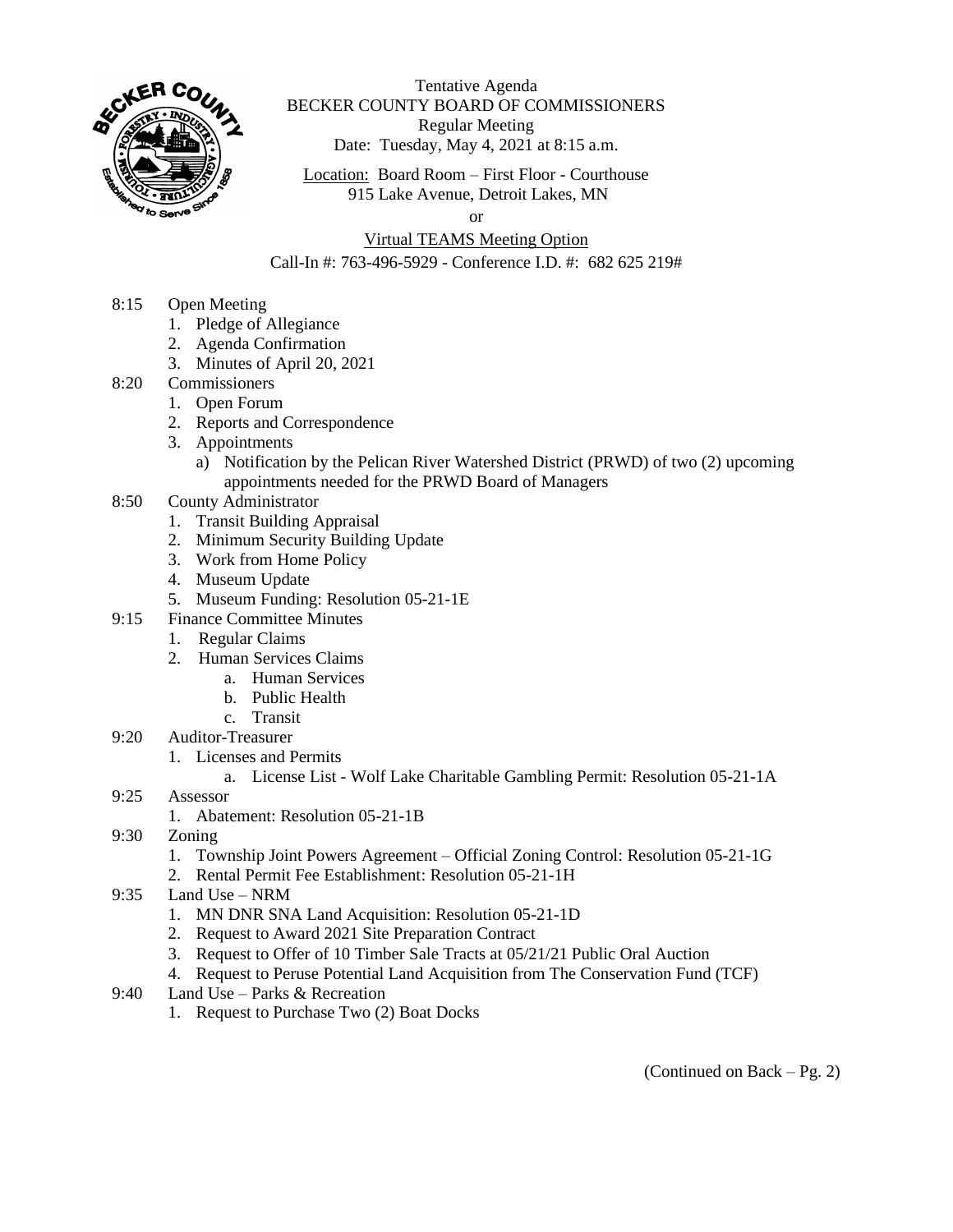Tentative Agenda
BECKER COUNTY BOARD OF COMMISSIONERS
Regular Meeting
Date: Tuesday, May 4, 2021 at 8:15 a.m.

Location: Board Room – First Floor - Courthouse
915 Lake Avenue, Detroit Lakes, MN

or

Virtual TEAMS Meeting Option
Call-In #: 763-496-5929 - Conference I.D. #: 682 625 219#

- 8:15 Open Meeting
  1. Pledge of Allegiance
  2. Agenda Confirmation
  3. Minutes of April 20, 2021
- 8:20 Commissioners
  1. Open Forum
  2. Reports and Correspondence
  3. Appointments
     a) Notification by the Pelican River Watershed District (PRWD) of two (2) upcoming appointments needed for the PRWD Board of Managers
- 8:50 County Administrator
  1. Transit Building Appraisal
  2. Minimum Security Building Update
  3. Work from Home Policy
  4. Museum Update
  5. Museum Funding: Resolution 05-21-1E
- 9:15 Finance Committee Minutes
  1. Regular Claims
  2. Human Services Claims
     a. Human Services
     b. Public Health
     c. Transit
- 9:20 Auditor-Treasurer
  1. Licenses and Permits
     a. License List - Wolf Lake Charitable Gambling Permit: Resolution 05-21-1A
- 9:25 Assessor
  1. Abatement: Resolution 05-21-1B
- 9:30 Zoning
  1. Township Joint Powers Agreement – Official Zoning Control: Resolution 05-21-1G
  2. Rental Permit Fee Establishment: Resolution 05-21-1H
- 9:35 Land Use – NRM
  1. MN DNR SNA Land Acquisition: Resolution 05-21-1D
  2. Request to Award 2021 Site Preparation Contract
  3. Request to Offer of 10 Timber Sale Tracts at 05/21/21 Public Oral Auction
  4. Request to Peruse Potential Land Acquisition from The Conservation Fund (TCF)
- 9:40 Land Use – Parks & Recreation
  1. Request to Purchase Two (2) Boat Docks

(Continued on Back – Pg. 2)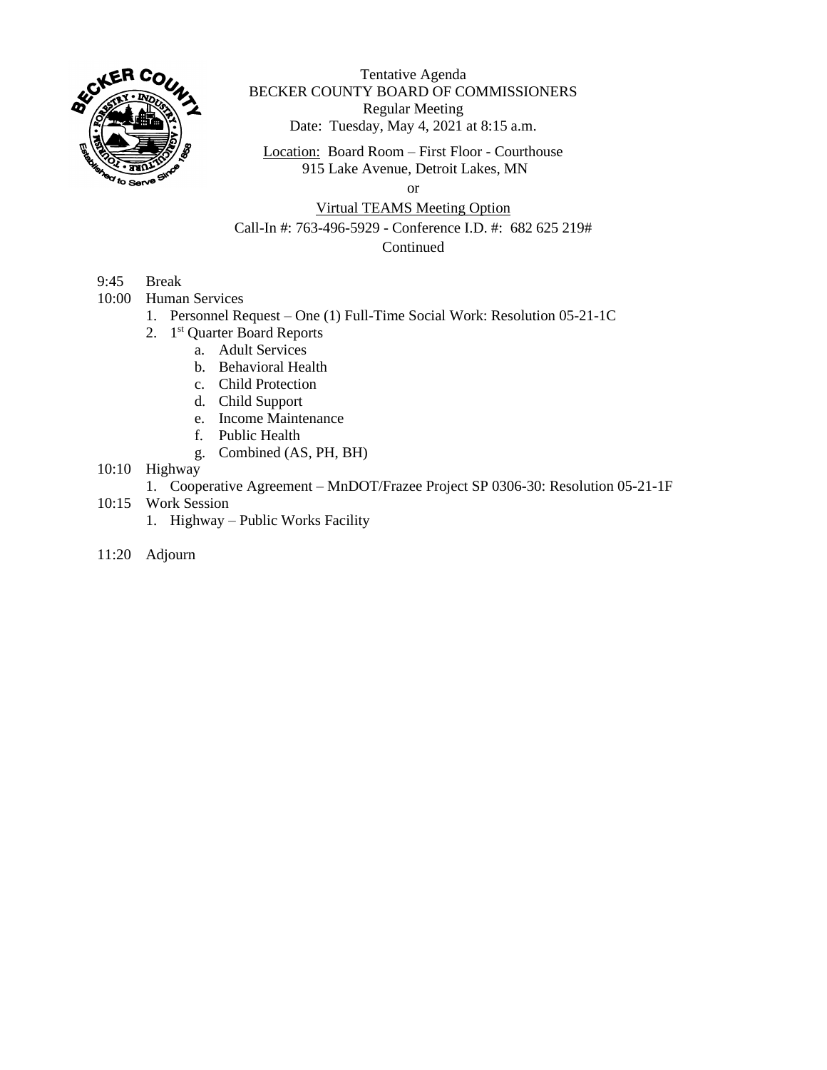Tentative Agenda
BECKER COUNTY BOARD OF COMMISSIONERS
Regular Meeting
Date: Tuesday, May 4, 2021 at 8:15 a.m.

Location: Board Room – First Floor - Courthouse
915 Lake Avenue, Detroit Lakes, MN

or

Virtual TEAMS Meeting Option
Call-In #: 763-496-5929 - Conference I.D. #: 682 625 219#
Continued

- 9:45 Break
- 10:00 Human Services
  1. Personnel Request – One (1) Full-Time Social Work: Resolution 05-21-1C
  2. 1st Quarter Board Reports
     a. Adult Services
     b. Behavioral Health
     c. Child Protection
     d. Child Support
     e. Income Maintenance
     f. Public Health
     g. Combined (AS, PH, BH)
- 10:10 Highway
  1. Cooperative Agreement – MnDOT/Frazee Project SP 0306-30: Resolution 05-21-1F
- 10:15 Work Session
  1. Highway – Public Works Facility
- 11:20 Adjourn